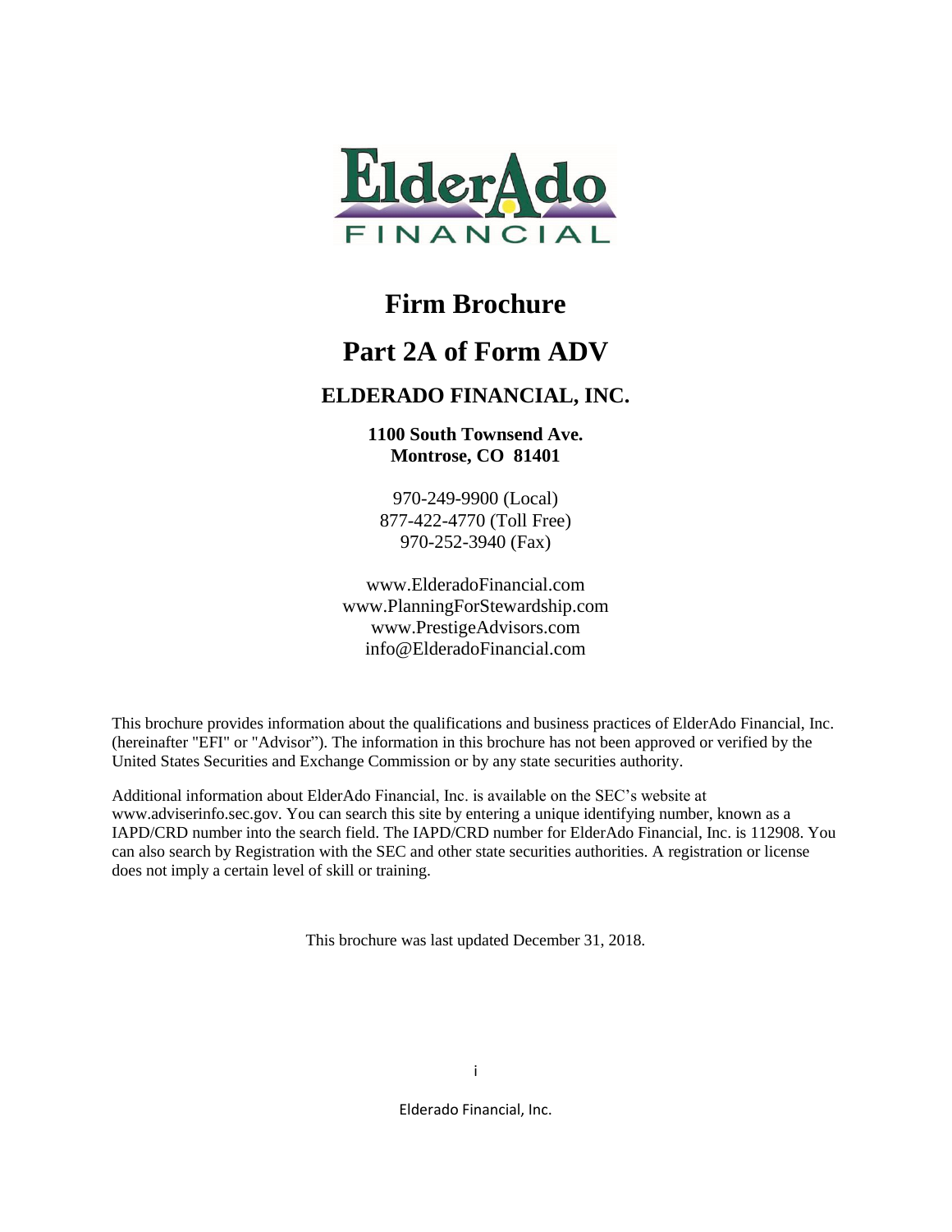ElderAdo

FINANCIAL

# Firm Brochure

# Part 2A of Form ADV

## ELDERADO FINANCIAL, INC.

**1100 South Townsend Ave.**
**Montrose, CO 81401**

970-249-9900 (Local)
877-422-4770 (Toll Free)
970-252-3940 (Fax)

www.ElderadoFinancial.com
www.PlanningForStewardship.com
www.PrestigeAdvisors.com
info@ElderadoFinancial.com

This brochure provides information about the qualifications and business practices of ElderAdo Financial, Inc. (hereinafter "EFI" or "Advisor"). The information in this brochure has not been approved or verified by the United States Securities and Exchange Commission or by any state securities authority.

Additional information about ElderAdo Financial, Inc. is available on the SEC's website at www.adviserinfo.sec.gov. You can search this site by entering a unique identifying number, known as a IAPD/CRD number into the search field. The IAPD/CRD number for ElderAdo Financial, Inc. is 112908. You can also search by Registration with the SEC and other state securities authorities. A registration or license does not imply a certain level of skill or training.

This brochure was last updated December 31, 2018.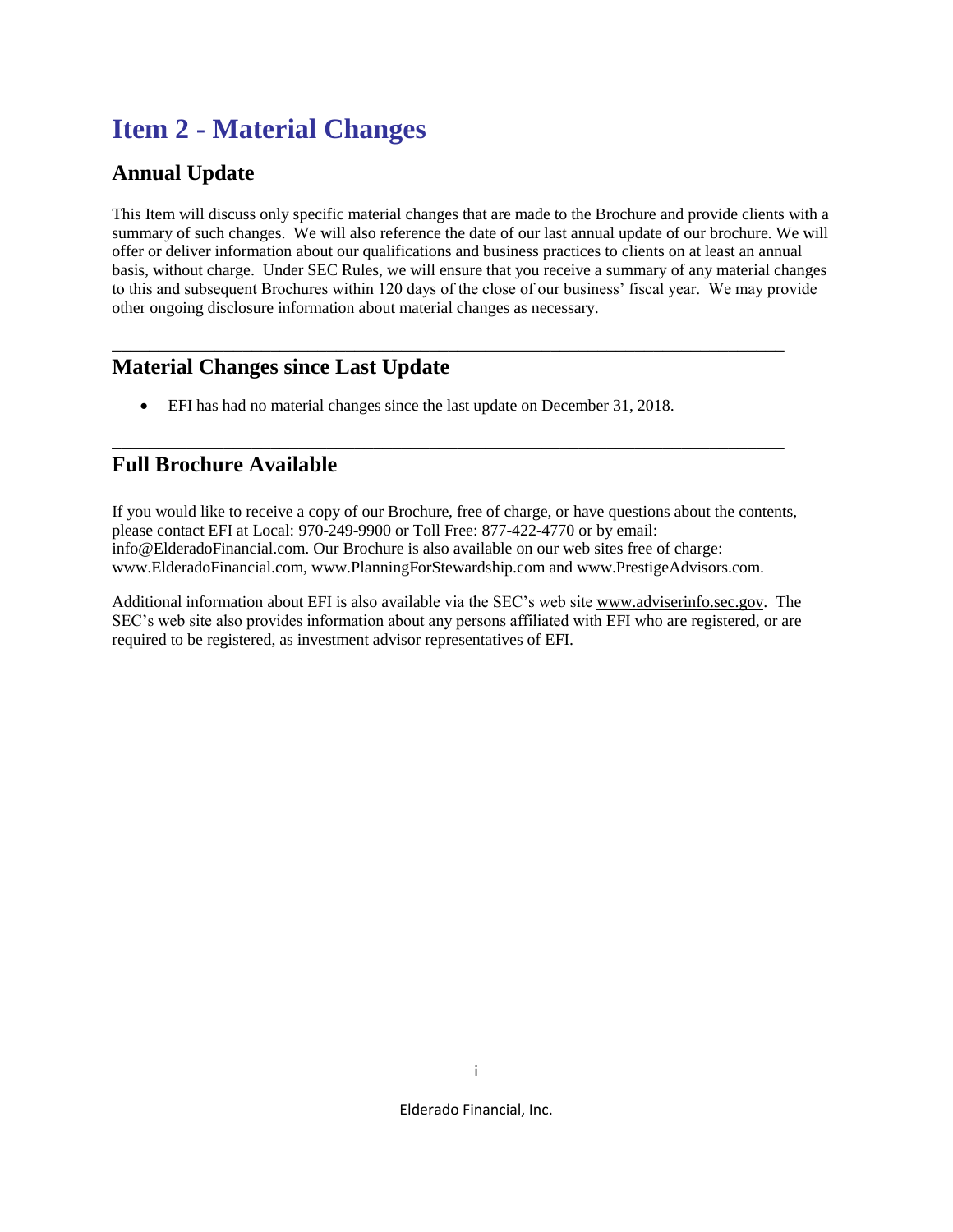# Item 2 - Material Changes

## Annual Update

This Item will discuss only specific material changes that are made to the Brochure and provide clients with a summary of such changes. We will also reference the date of our last annual update of our brochure. We will offer or deliver information about our qualifications and business practices to clients on at least an annual basis, without charge. Under SEC Rules, we will ensure that you receive a summary of any material changes to this and subsequent Brochures within 120 days of the close of our business' fiscal year. We may provide other ongoing disclosure information about material changes as necessary.

---

## Material Changes since Last Update

- EFI has had no material changes since the last update on December 31, 2018.

---

## Full Brochure Available

If you would like to receive a copy of our Brochure, free of charge, or have questions about the contents, please contact EFI at Local: 970-249-9900 or Toll Free: 877-422-4770 or by email: info@ElderadoFinancial.com. Our Brochure is also available on our web sites free of charge: www.ElderadoFinancial.com, www.PlanningForStewardship.com and www.PrestigeAdvisors.com.

Additional information about EFI is also available via the SEC's web site www.adviserinfo.sec.gov. The SEC's web site also provides information about any persons affiliated with EFI who are registered, or are required to be registered, as investment advisor representatives of EFI.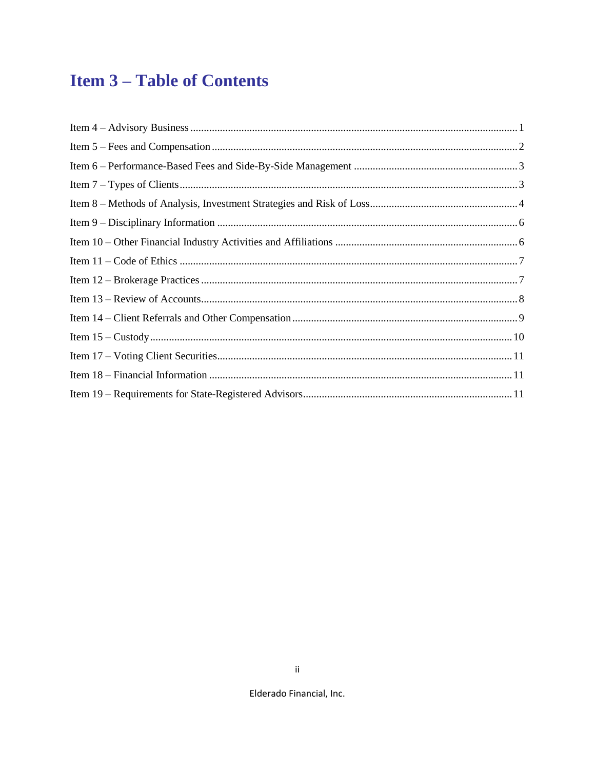# Item 3 – Table of Contents

Item 4 – Advisory Business ........................................................................................................ 1

Item 5 – Fees and Compensation ................................................................................................ 2

Item 6 – Performance-Based Fees and Side-By-Side Management ............................................ 3

Item 7 – Types of Clients ............................................................................................................ 3

Item 8 – Methods of Analysis, Investment Strategies and Risk of Loss ...................................... 4

Item 9 – Disciplinary Information .............................................................................................. 6

Item 10 – Other Financial Industry Activities and Affiliations ................................................... 6

Item 11 – Code of Ethics ............................................................................................................ 7

Item 12 – Brokerage Practices .................................................................................................... 7

Item 13 – Review of Accounts .................................................................................................... 8

Item 14 – Client Referrals and Other Compensation .................................................................. 9

Item 15 – Custody ..................................................................................................................... 10

Item 17 – Voting Client Securities ............................................................................................ 11

Item 18 – Financial Information ............................................................................................... 11

Item 19 – Requirements for State-Registered Advisors ............................................................ 11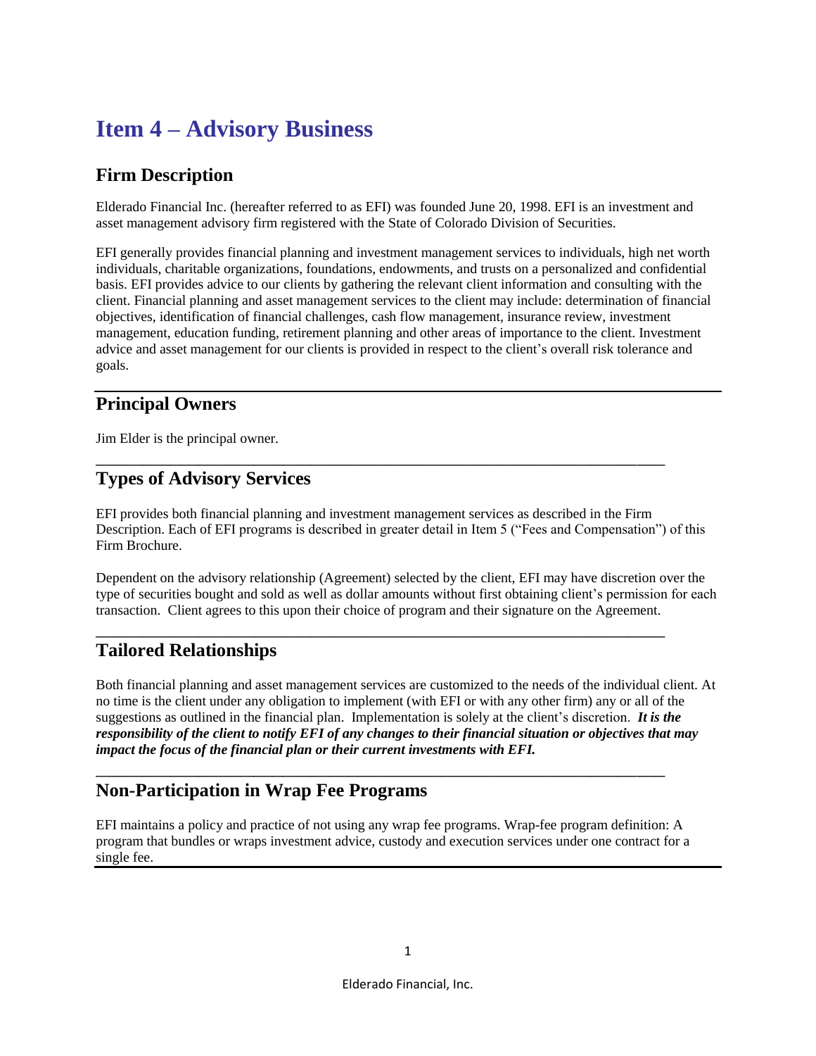# Item 4 – Advisory Business

## Firm Description

Elderado Financial Inc. (hereafter referred to as EFI) was founded June 20, 1998. EFI is an investment and asset management advisory firm registered with the State of Colorado Division of Securities.

EFI generally provides financial planning and investment management services to individuals, high net worth individuals, charitable organizations, foundations, endowments, and trusts on a personalized and confidential basis. EFI provides advice to our clients by gathering the relevant client information and consulting with the client. Financial planning and asset management services to the client may include: determination of financial objectives, identification of financial challenges, cash flow management, insurance review, investment management, education funding, retirement planning and other areas of importance to the client. Investment advice and asset management for our clients is provided in respect to the client's overall risk tolerance and goals.

## Principal Owners

Jim Elder is the principal owner.

## Types of Advisory Services

EFI provides both financial planning and investment management services as described in the Firm Description. Each of EFI programs is described in greater detail in Item 5 ("Fees and Compensation") of this Firm Brochure.

Dependent on the advisory relationship (Agreement) selected by the client, EFI may have discretion over the type of securities bought and sold as well as dollar amounts without first obtaining client's permission for each transaction. Client agrees to this upon their choice of program and their signature on the Agreement.

## Tailored Relationships

Both financial planning and asset management services are customized to the needs of the individual client. At no time is the client under any obligation to implement (with EFI or with any other firm) any or all of the suggestions as outlined in the financial plan. Implementation is solely at the client's discretion. ***It is the responsibility of the client to notify EFI of any changes to their financial situation or objectives that may impact the focus of the financial plan or their current investments with EFI.***

## Non-Participation in Wrap Fee Programs

EFI maintains a policy and practice of not using any wrap fee programs. Wrap-fee program definition: A program that bundles or wraps investment advice, custody and execution services under one contract for a single fee.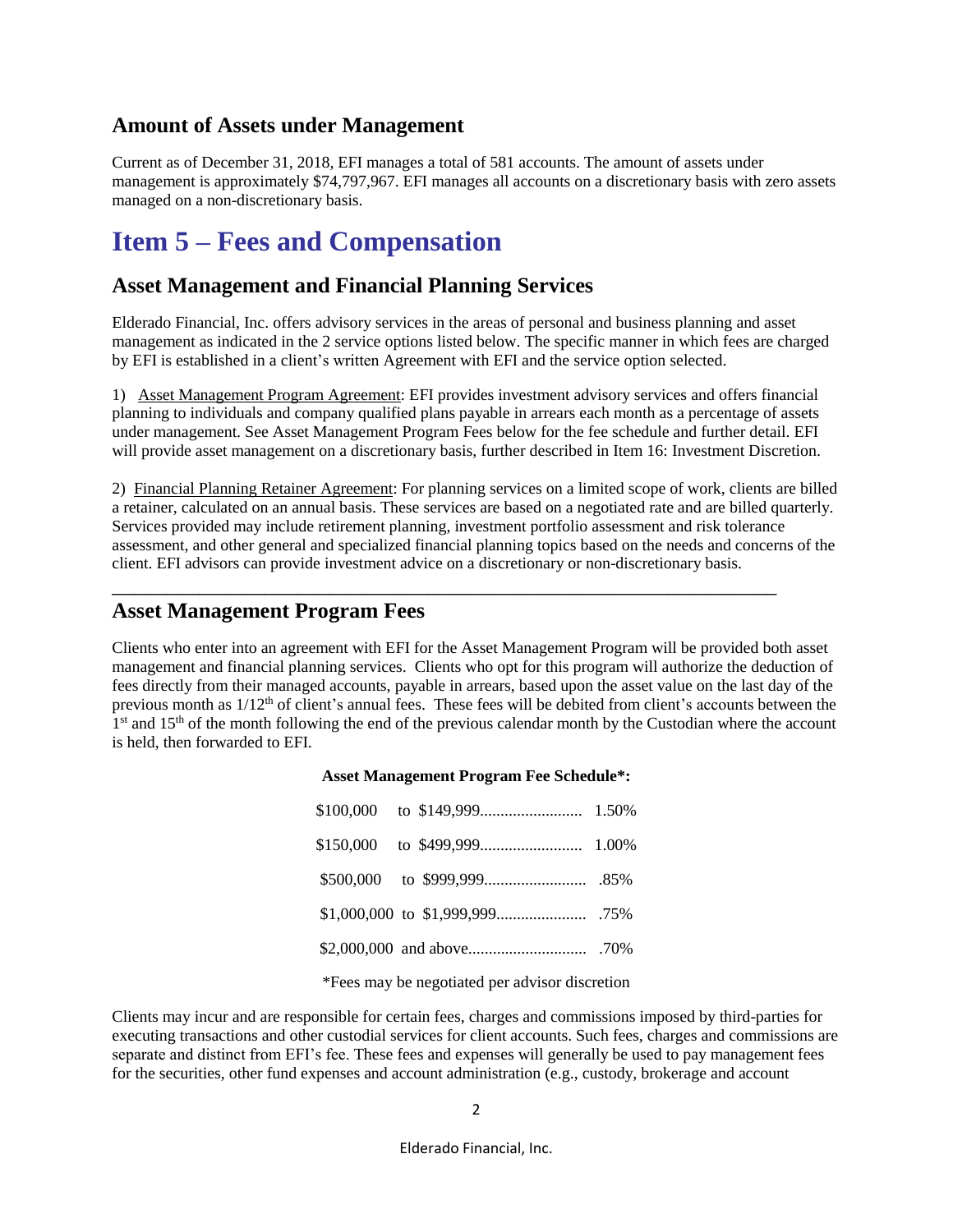## Amount of Assets under Management

Current as of December 31, 2018, EFI manages a total of 581 accounts. The amount of assets under management is approximately $74,797,967. EFI manages all accounts on a discretionary basis with zero assets managed on a non-discretionary basis.

# Item 5 – Fees and Compensation

## Asset Management and Financial Planning Services

Elderado Financial, Inc. offers advisory services in the areas of personal and business planning and asset management as indicated in the 2 service options listed below. The specific manner in which fees are charged by EFI is established in a client's written Agreement with EFI and the service option selected.

1) Asset Management Program Agreement: EFI provides investment advisory services and offers financial planning to individuals and company qualified plans payable in arrears each month as a percentage of assets under management. See Asset Management Program Fees below for the fee schedule and further detail. EFI will provide asset management on a discretionary basis, further described in Item 16: Investment Discretion.

2) Financial Planning Retainer Agreement: For planning services on a limited scope of work, clients are billed a retainer, calculated on an annual basis. These services are based on a negotiated rate and are billed quarterly. Services provided may include retirement planning, investment portfolio assessment and risk tolerance assessment, and other general and specialized financial planning topics based on the needs and concerns of the client. EFI advisors can provide investment advice on a discretionary or non-discretionary basis.

---

## Asset Management Program Fees

Clients who enter into an agreement with EFI for the Asset Management Program will be provided both asset management and financial planning services. Clients who opt for this program will authorize the deduction of fees directly from their managed accounts, payable in arrears, based upon the asset value on the last day of the previous month as 1/12th of client's annual fees. These fees will be debited from client's accounts between the 1st and 15th of the month following the end of the previous calendar month by the Custodian where the account is held, then forwarded to EFI.

**Asset Management Program Fee Schedule*:**

| Assets | Fee |
|---|---|
| $100,000 to $149,999 | 1.50% |
| $150,000 to $499,999 | 1.00% |
| $500,000 to $999,999 | .85% |
| $1,000,000 to $1,999,999 | .75% |
| $2,000,000 and above | .70% |

*Fees may be negotiated per advisor discretion

Clients may incur and are responsible for certain fees, charges and commissions imposed by third-parties for executing transactions and other custodial services for client accounts. Such fees, charges and commissions are separate and distinct from EFI's fee. These fees and expenses will generally be used to pay management fees for the securities, other fund expenses and account administration (e.g., custody, brokerage and account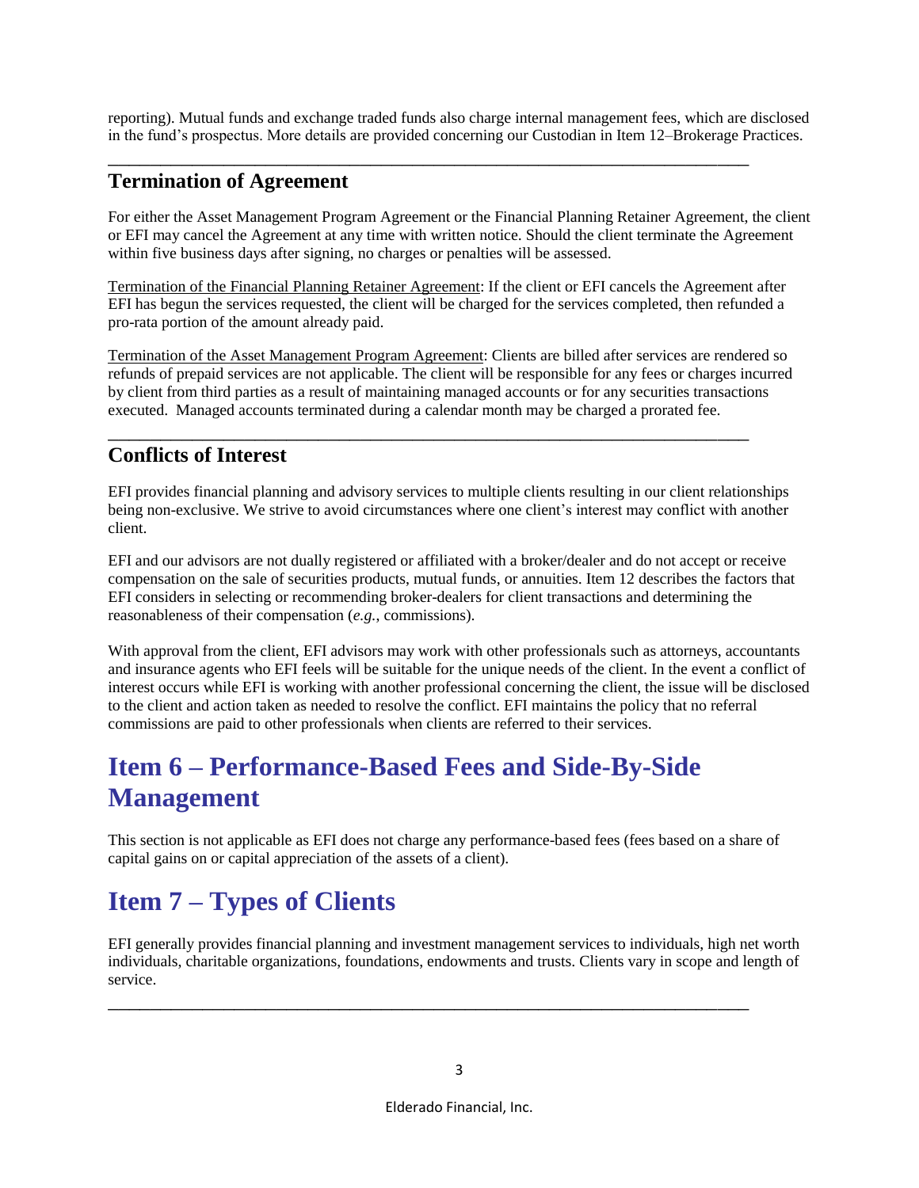reporting). Mutual funds and exchange traded funds also charge internal management fees, which are disclosed in the fund's prospectus. More details are provided concerning our Custodian in Item 12–Brokerage Practices.

---

## Termination of Agreement

For either the Asset Management Program Agreement or the Financial Planning Retainer Agreement, the client or EFI may cancel the Agreement at any time with written notice. Should the client terminate the Agreement within five business days after signing, no charges or penalties will be assessed.

Termination of the Financial Planning Retainer Agreement: If the client or EFI cancels the Agreement after EFI has begun the services requested, the client will be charged for the services completed, then refunded a pro-rata portion of the amount already paid.

Termination of the Asset Management Program Agreement: Clients are billed after services are rendered so refunds of prepaid services are not applicable. The client will be responsible for any fees or charges incurred by client from third parties as a result of maintaining managed accounts or for any securities transactions executed. Managed accounts terminated during a calendar month may be charged a prorated fee.

---

## Conflicts of Interest

EFI provides financial planning and advisory services to multiple clients resulting in our client relationships being non-exclusive. We strive to avoid circumstances where one client's interest may conflict with another client.

EFI and our advisors are not dually registered or affiliated with a broker/dealer and do not accept or receive compensation on the sale of securities products, mutual funds, or annuities. Item 12 describes the factors that EFI considers in selecting or recommending broker-dealers for client transactions and determining the reasonableness of their compensation (*e.g.*, commissions).

With approval from the client, EFI advisors may work with other professionals such as attorneys, accountants and insurance agents who EFI feels will be suitable for the unique needs of the client. In the event a conflict of interest occurs while EFI is working with another professional concerning the client, the issue will be disclosed to the client and action taken as needed to resolve the conflict. EFI maintains the policy that no referral commissions are paid to other professionals when clients are referred to their services.

# Item 6 – Performance-Based Fees and Side-By-Side Management

This section is not applicable as EFI does not charge any performance-based fees (fees based on a share of capital gains on or capital appreciation of the assets of a client).

# Item 7 – Types of Clients

EFI generally provides financial planning and investment management services to individuals, high net worth individuals, charitable organizations, foundations, endowments and trusts. Clients vary in scope and length of service.

---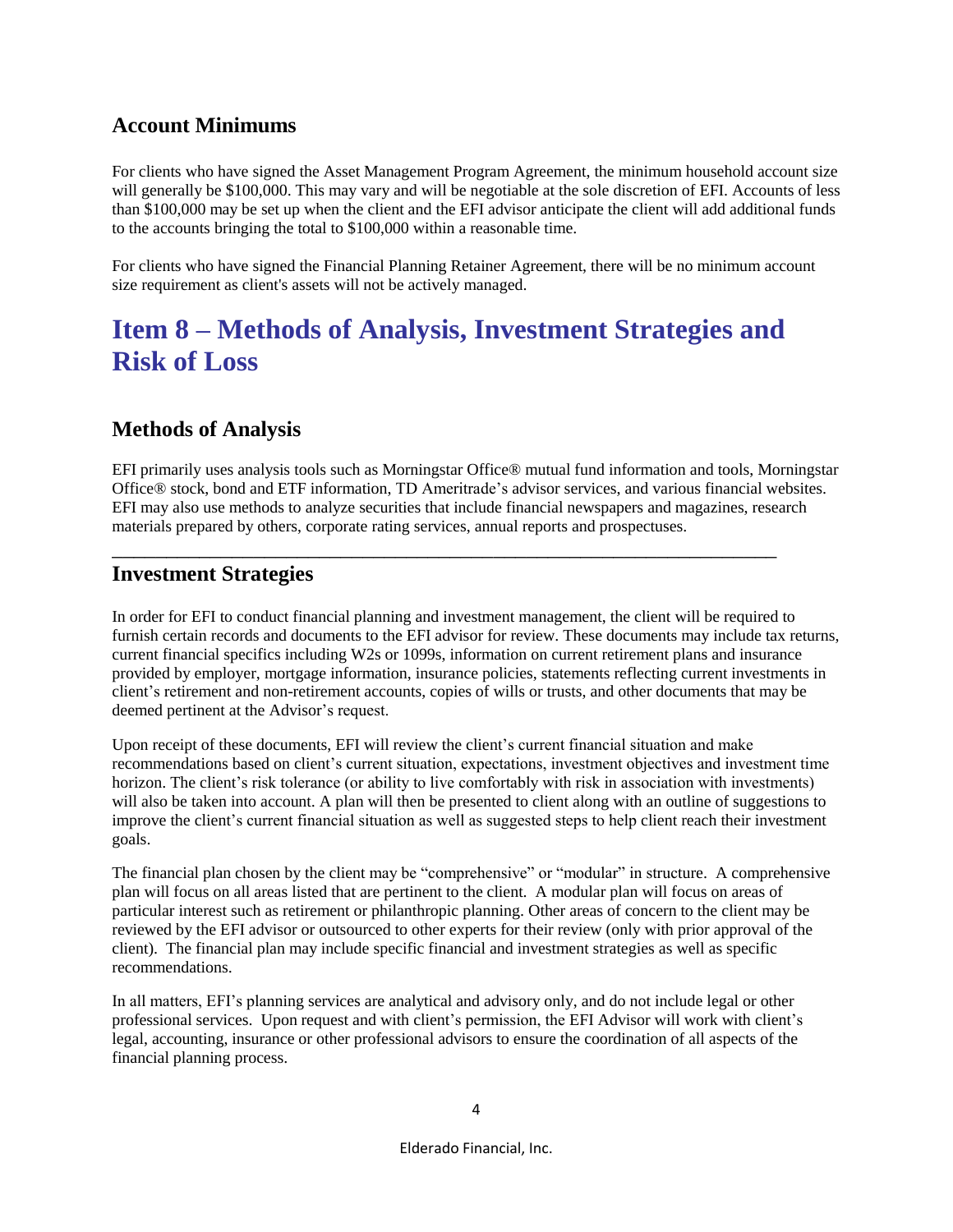## Account Minimums

For clients who have signed the Asset Management Program Agreement, the minimum household account size will generally be $100,000. This may vary and will be negotiable at the sole discretion of EFI. Accounts of less than $100,000 may be set up when the client and the EFI advisor anticipate the client will add additional funds to the accounts bringing the total to $100,000 within a reasonable time.

For clients who have signed the Financial Planning Retainer Agreement, there will be no minimum account size requirement as client's assets will not be actively managed.

# Item 8 – Methods of Analysis, Investment Strategies and Risk of Loss

## Methods of Analysis

EFI primarily uses analysis tools such as Morningstar Office® mutual fund information and tools, Morningstar Office® stock, bond and ETF information, TD Ameritrade's advisor services, and various financial websites. EFI may also use methods to analyze securities that include financial newspapers and magazines, research materials prepared by others, corporate rating services, annual reports and prospectuses.

---

## Investment Strategies

In order for EFI to conduct financial planning and investment management, the client will be required to furnish certain records and documents to the EFI advisor for review. These documents may include tax returns, current financial specifics including W2s or 1099s, information on current retirement plans and insurance provided by employer, mortgage information, insurance policies, statements reflecting current investments in client's retirement and non-retirement accounts, copies of wills or trusts, and other documents that may be deemed pertinent at the Advisor's request.

Upon receipt of these documents, EFI will review the client's current financial situation and make recommendations based on client's current situation, expectations, investment objectives and investment time horizon. The client's risk tolerance (or ability to live comfortably with risk in association with investments) will also be taken into account. A plan will then be presented to client along with an outline of suggestions to improve the client's current financial situation as well as suggested steps to help client reach their investment goals.

The financial plan chosen by the client may be "comprehensive" or "modular" in structure. A comprehensive plan will focus on all areas listed that are pertinent to the client. A modular plan will focus on areas of particular interest such as retirement or philanthropic planning. Other areas of concern to the client may be reviewed by the EFI advisor or outsourced to other experts for their review (only with prior approval of the client). The financial plan may include specific financial and investment strategies as well as specific recommendations.

In all matters, EFI's planning services are analytical and advisory only, and do not include legal or other professional services. Upon request and with client's permission, the EFI Advisor will work with client's legal, accounting, insurance or other professional advisors to ensure the coordination of all aspects of the financial planning process.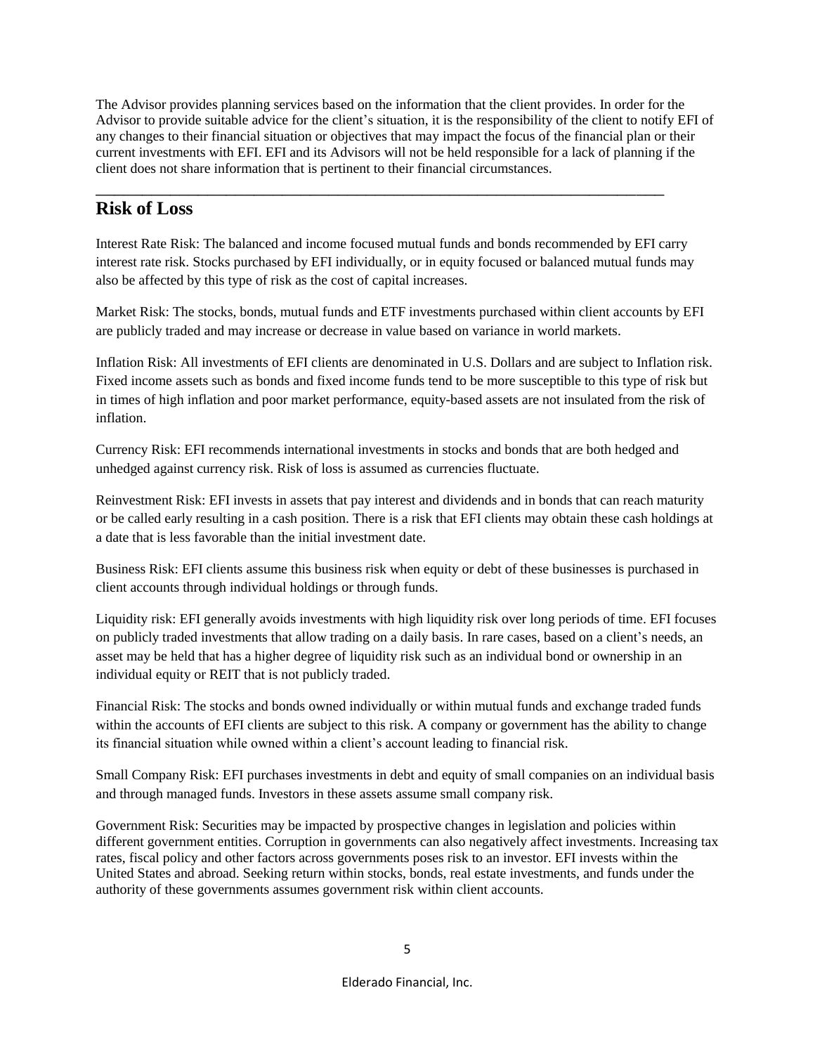The Advisor provides planning services based on the information that the client provides. In order for the Advisor to provide suitable advice for the client's situation, it is the responsibility of the client to notify EFI of any changes to their financial situation or objectives that may impact the focus of the financial plan or their current investments with EFI. EFI and its Advisors will not be held responsible for a lack of planning if the client does not share information that is pertinent to their financial circumstances.

---

## Risk of Loss

Interest Rate Risk: The balanced and income focused mutual funds and bonds recommended by EFI carry interest rate risk. Stocks purchased by EFI individually, or in equity focused or balanced mutual funds may also be affected by this type of risk as the cost of capital increases.

Market Risk: The stocks, bonds, mutual funds and ETF investments purchased within client accounts by EFI are publicly traded and may increase or decrease in value based on variance in world markets.

Inflation Risk: All investments of EFI clients are denominated in U.S. Dollars and are subject to Inflation risk. Fixed income assets such as bonds and fixed income funds tend to be more susceptible to this type of risk but in times of high inflation and poor market performance, equity-based assets are not insulated from the risk of inflation.

Currency Risk: EFI recommends international investments in stocks and bonds that are both hedged and unhedged against currency risk. Risk of loss is assumed as currencies fluctuate.

Reinvestment Risk: EFI invests in assets that pay interest and dividends and in bonds that can reach maturity or be called early resulting in a cash position. There is a risk that EFI clients may obtain these cash holdings at a date that is less favorable than the initial investment date.

Business Risk: EFI clients assume this business risk when equity or debt of these businesses is purchased in client accounts through individual holdings or through funds.

Liquidity risk: EFI generally avoids investments with high liquidity risk over long periods of time. EFI focuses on publicly traded investments that allow trading on a daily basis. In rare cases, based on a client's needs, an asset may be held that has a higher degree of liquidity risk such as an individual bond or ownership in an individual equity or REIT that is not publicly traded.

Financial Risk: The stocks and bonds owned individually or within mutual funds and exchange traded funds within the accounts of EFI clients are subject to this risk. A company or government has the ability to change its financial situation while owned within a client's account leading to financial risk.

Small Company Risk: EFI purchases investments in debt and equity of small companies on an individual basis and through managed funds. Investors in these assets assume small company risk.

Government Risk: Securities may be impacted by prospective changes in legislation and policies within different government entities. Corruption in governments can also negatively affect investments. Increasing tax rates, fiscal policy and other factors across governments poses risk to an investor. EFI invests within the United States and abroad. Seeking return within stocks, bonds, real estate investments, and funds under the authority of these governments assumes government risk within client accounts.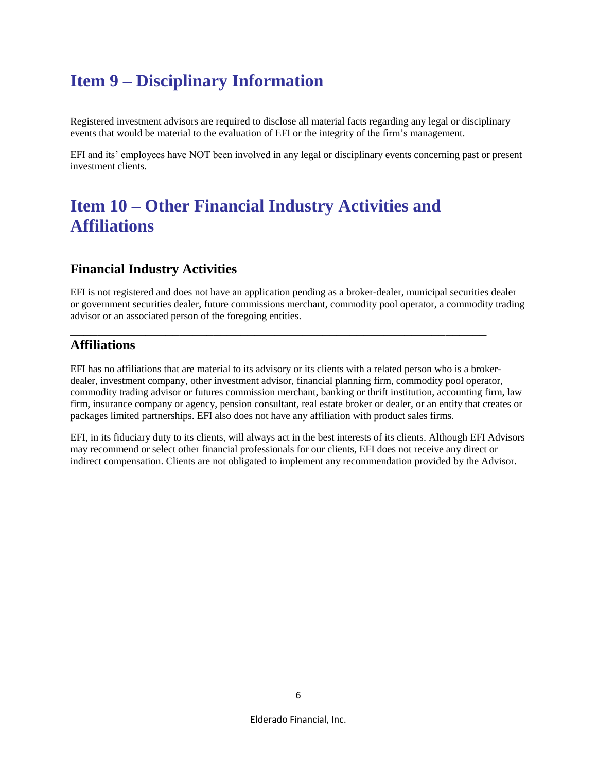# Item 9 – Disciplinary Information

Registered investment advisors are required to disclose all material facts regarding any legal or disciplinary events that would be material to the evaluation of EFI or the integrity of the firm's management.

EFI and its' employees have NOT been involved in any legal or disciplinary events concerning past or present investment clients.

# Item 10 – Other Financial Industry Activities and Affiliations

## Financial Industry Activities

EFI is not registered and does not have an application pending as a broker-dealer, municipal securities dealer or government securities dealer, future commissions merchant, commodity pool operator, a commodity trading advisor or an associated person of the foregoing entities.

---

## Affiliations

EFI has no affiliations that are material to its advisory or its clients with a related person who is a broker-dealer, investment company, other investment advisor, financial planning firm, commodity pool operator, commodity trading advisor or futures commission merchant, banking or thrift institution, accounting firm, law firm, insurance company or agency, pension consultant, real estate broker or dealer, or an entity that creates or packages limited partnerships. EFI also does not have any affiliation with product sales firms.

EFI, in its fiduciary duty to its clients, will always act in the best interests of its clients. Although EFI Advisors may recommend or select other financial professionals for our clients, EFI does not receive any direct or indirect compensation. Clients are not obligated to implement any recommendation provided by the Advisor.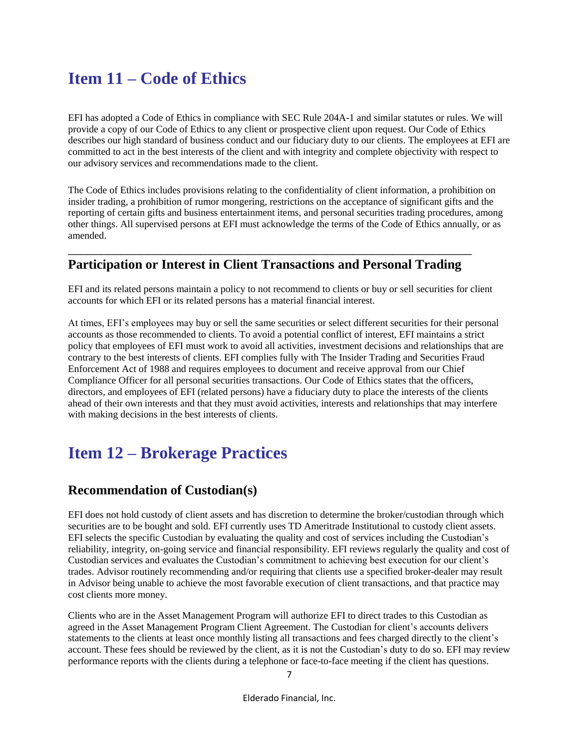# Item 11 – Code of Ethics

EFI has adopted a Code of Ethics in compliance with SEC Rule 204A-1 and similar statutes or rules. We will provide a copy of our Code of Ethics to any client or prospective client upon request. Our Code of Ethics describes our high standard of business conduct and our fiduciary duty to our clients. The employees at EFI are committed to act in the best interests of the client and with integrity and complete objectivity with respect to our advisory services and recommendations made to the client.

The Code of Ethics includes provisions relating to the confidentiality of client information, a prohibition on insider trading, a prohibition of rumor mongering, restrictions on the acceptance of significant gifts and the reporting of certain gifts and business entertainment items, and personal securities trading procedures, among other things. All supervised persons at EFI must acknowledge the terms of the Code of Ethics annually, or as amended.

## Participation or Interest in Client Transactions and Personal Trading

EFI and its related persons maintain a policy to not recommend to clients or buy or sell securities for client accounts for which EFI or its related persons has a material financial interest.

At times, EFI's employees may buy or sell the same securities or select different securities for their personal accounts as those recommended to clients. To avoid a potential conflict of interest, EFI maintains a strict policy that employees of EFI must work to avoid all activities, investment decisions and relationships that are contrary to the best interests of clients. EFI complies fully with The Insider Trading and Securities Fraud Enforcement Act of 1988 and requires employees to document and receive approval from our Chief Compliance Officer for all personal securities transactions. Our Code of Ethics states that the officers, directors, and employees of EFI (related persons) have a fiduciary duty to place the interests of the clients ahead of their own interests and that they must avoid activities, interests and relationships that may interfere with making decisions in the best interests of clients.

# Item 12 – Brokerage Practices

## Recommendation of Custodian(s)

EFI does not hold custody of client assets and has discretion to determine the broker/custodian through which securities are to be bought and sold. EFI currently uses TD Ameritrade Institutional to custody client assets. EFI selects the specific Custodian by evaluating the quality and cost of services including the Custodian's reliability, integrity, on-going service and financial responsibility. EFI reviews regularly the quality and cost of Custodian services and evaluates the Custodian's commitment to achieving best execution for our client's trades. Advisor routinely recommending and/or requiring that clients use a specified broker-dealer may result in Advisor being unable to achieve the most favorable execution of client transactions, and that practice may cost clients more money.

Clients who are in the Asset Management Program will authorize EFI to direct trades to this Custodian as agreed in the Asset Management Program Client Agreement. The Custodian for client's accounts delivers statements to the clients at least once monthly listing all transactions and fees charged directly to the client's account. These fees should be reviewed by the client, as it is not the Custodian's duty to do so. EFI may review performance reports with the clients during a telephone or face-to-face meeting if the client has questions.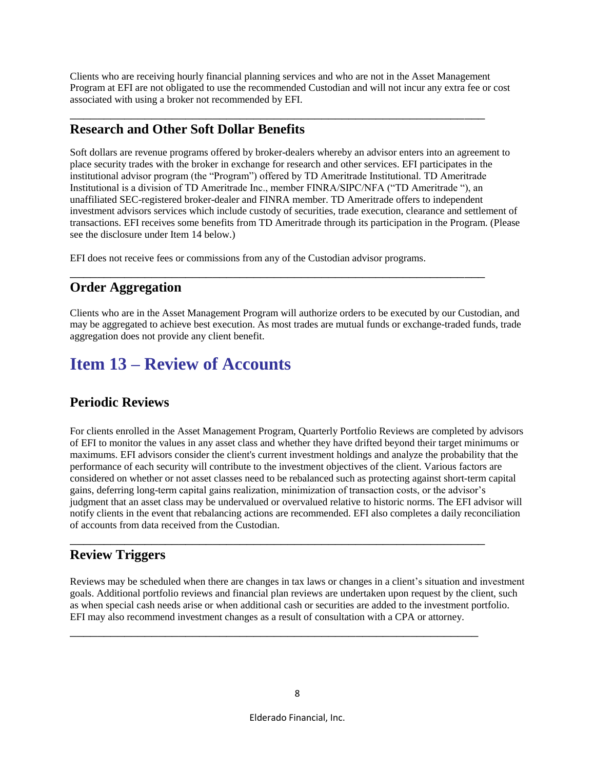Clients who are receiving hourly financial planning services and who are not in the Asset Management Program at EFI are not obligated to use the recommended Custodian and will not incur any extra fee or cost associated with using a broker not recommended by EFI.

## Research and Other Soft Dollar Benefits

Soft dollars are revenue programs offered by broker-dealers whereby an advisor enters into an agreement to place security trades with the broker in exchange for research and other services. EFI participates in the institutional advisor program (the "Program") offered by TD Ameritrade Institutional. TD Ameritrade Institutional is a division of TD Ameritrade Inc., member FINRA/SIPC/NFA ("TD Ameritrade "), an unaffiliated SEC-registered broker-dealer and FINRA member. TD Ameritrade offers to independent investment advisors services which include custody of securities, trade execution, clearance and settlement of transactions. EFI receives some benefits from TD Ameritrade through its participation in the Program. (Please see the disclosure under Item 14 below.)

EFI does not receive fees or commissions from any of the Custodian advisor programs.

## Order Aggregation

Clients who are in the Asset Management Program will authorize orders to be executed by our Custodian, and may be aggregated to achieve best execution. As most trades are mutual funds or exchange-traded funds, trade aggregation does not provide any client benefit.

# Item 13 – Review of Accounts

## Periodic Reviews

For clients enrolled in the Asset Management Program, Quarterly Portfolio Reviews are completed by advisors of EFI to monitor the values in any asset class and whether they have drifted beyond their target minimums or maximums. EFI advisors consider the client's current investment holdings and analyze the probability that the performance of each security will contribute to the investment objectives of the client. Various factors are considered on whether or not asset classes need to be rebalanced such as protecting against short-term capital gains, deferring long-term capital gains realization, minimization of transaction costs, or the advisor's judgment that an asset class may be undervalued or overvalued relative to historic norms. The EFI advisor will notify clients in the event that rebalancing actions are recommended. EFI also completes a daily reconciliation of accounts from data received from the Custodian.

## Review Triggers

Reviews may be scheduled when there are changes in tax laws or changes in a client's situation and investment goals. Additional portfolio reviews and financial plan reviews are undertaken upon request by the client, such as when special cash needs arise or when additional cash or securities are added to the investment portfolio. EFI may also recommend investment changes as a result of consultation with a CPA or attorney.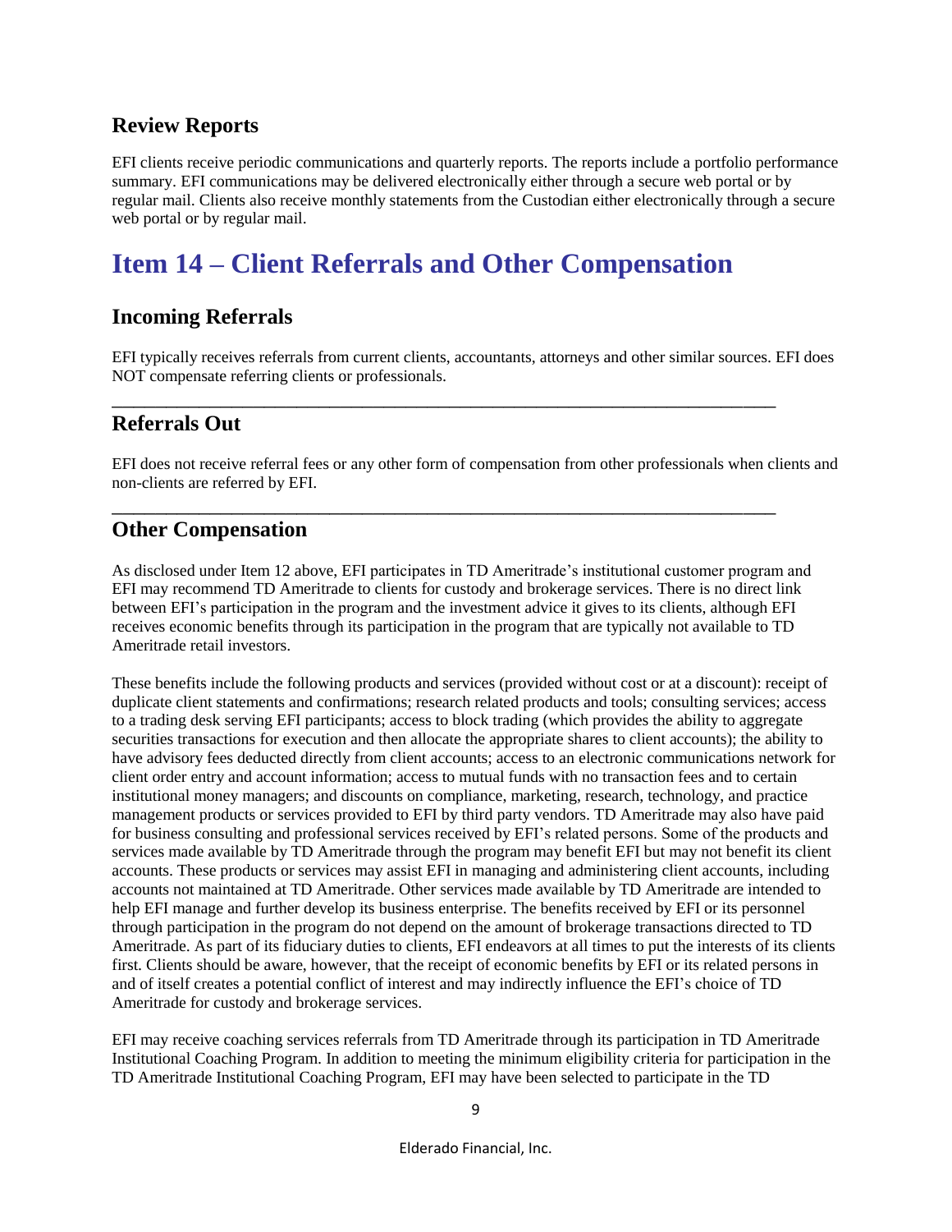### Review Reports

EFI clients receive periodic communications and quarterly reports. The reports include a portfolio performance summary. EFI communications may be delivered electronically either through a secure web portal or by regular mail. Clients also receive monthly statements from the Custodian either electronically through a secure web portal or by regular mail.

## Item 14 – Client Referrals and Other Compensation

### Incoming Referrals

EFI typically receives referrals from current clients, accountants, attorneys and other similar sources. EFI does NOT compensate referring clients or professionals.

---

### Referrals Out

EFI does not receive referral fees or any other form of compensation from other professionals when clients and non-clients are referred by EFI.

---

### Other Compensation

As disclosed under Item 12 above, EFI participates in TD Ameritrade's institutional customer program and EFI may recommend TD Ameritrade to clients for custody and brokerage services. There is no direct link between EFI's participation in the program and the investment advice it gives to its clients, although EFI receives economic benefits through its participation in the program that are typically not available to TD Ameritrade retail investors.

These benefits include the following products and services (provided without cost or at a discount): receipt of duplicate client statements and confirmations; research related products and tools; consulting services; access to a trading desk serving EFI participants; access to block trading (which provides the ability to aggregate securities transactions for execution and then allocate the appropriate shares to client accounts); the ability to have advisory fees deducted directly from client accounts; access to an electronic communications network for client order entry and account information; access to mutual funds with no transaction fees and to certain institutional money managers; and discounts on compliance, marketing, research, technology, and practice management products or services provided to EFI by third party vendors. TD Ameritrade may also have paid for business consulting and professional services received by EFI's related persons. Some of the products and services made available by TD Ameritrade through the program may benefit EFI but may not benefit its client accounts. These products or services may assist EFI in managing and administering client accounts, including accounts not maintained at TD Ameritrade. Other services made available by TD Ameritrade are intended to help EFI manage and further develop its business enterprise. The benefits received by EFI or its personnel through participation in the program do not depend on the amount of brokerage transactions directed to TD Ameritrade. As part of its fiduciary duties to clients, EFI endeavors at all times to put the interests of its clients first. Clients should be aware, however, that the receipt of economic benefits by EFI or its related persons in and of itself creates a potential conflict of interest and may indirectly influence the EFI's choice of TD Ameritrade for custody and brokerage services.

EFI may receive coaching services referrals from TD Ameritrade through its participation in TD Ameritrade Institutional Coaching Program. In addition to meeting the minimum eligibility criteria for participation in the TD Ameritrade Institutional Coaching Program, EFI may have been selected to participate in the TD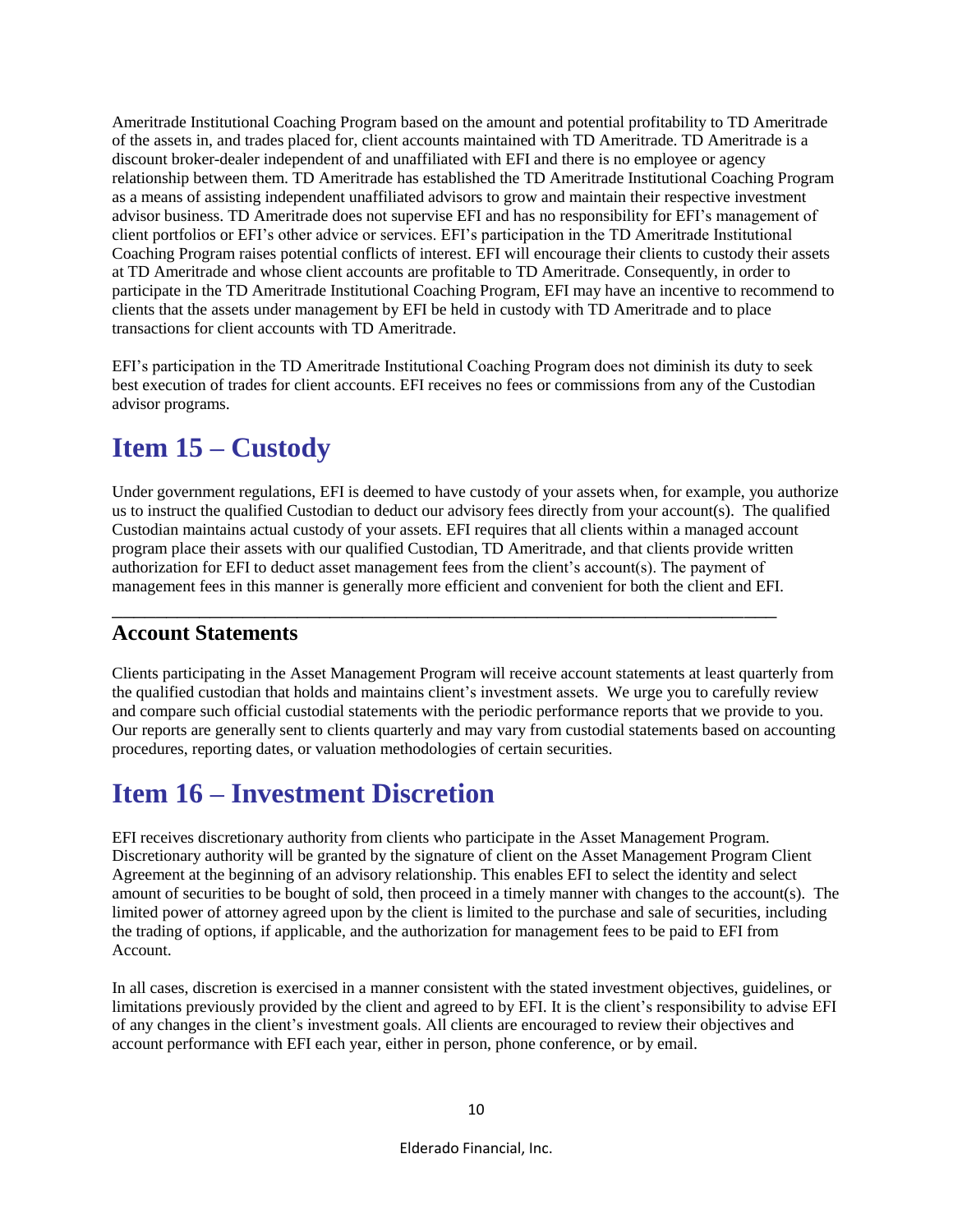Ameritrade Institutional Coaching Program based on the amount and potential profitability to TD Ameritrade of the assets in, and trades placed for, client accounts maintained with TD Ameritrade. TD Ameritrade is a discount broker-dealer independent of and unaffiliated with EFI and there is no employee or agency relationship between them. TD Ameritrade has established the TD Ameritrade Institutional Coaching Program as a means of assisting independent unaffiliated advisors to grow and maintain their respective investment advisor business. TD Ameritrade does not supervise EFI and has no responsibility for EFI's management of client portfolios or EFI's other advice or services. EFI's participation in the TD Ameritrade Institutional Coaching Program raises potential conflicts of interest. EFI will encourage their clients to custody their assets at TD Ameritrade and whose client accounts are profitable to TD Ameritrade. Consequently, in order to participate in the TD Ameritrade Institutional Coaching Program, EFI may have an incentive to recommend to clients that the assets under management by EFI be held in custody with TD Ameritrade and to place transactions for client accounts with TD Ameritrade.

EFI's participation in the TD Ameritrade Institutional Coaching Program does not diminish its duty to seek best execution of trades for client accounts. EFI receives no fees or commissions from any of the Custodian advisor programs.

# Item 15 – Custody

Under government regulations, EFI is deemed to have custody of your assets when, for example, you authorize us to instruct the qualified Custodian to deduct our advisory fees directly from your account(s). The qualified Custodian maintains actual custody of your assets. EFI requires that all clients within a managed account program place their assets with our qualified Custodian, TD Ameritrade, and that clients provide written authorization for EFI to deduct asset management fees from the client's account(s). The payment of management fees in this manner is generally more efficient and convenient for both the client and EFI.

---

## Account Statements

Clients participating in the Asset Management Program will receive account statements at least quarterly from the qualified custodian that holds and maintains client's investment assets. We urge you to carefully review and compare such official custodial statements with the periodic performance reports that we provide to you. Our reports are generally sent to clients quarterly and may vary from custodial statements based on accounting procedures, reporting dates, or valuation methodologies of certain securities.

# Item 16 – Investment Discretion

EFI receives discretionary authority from clients who participate in the Asset Management Program. Discretionary authority will be granted by the signature of client on the Asset Management Program Client Agreement at the beginning of an advisory relationship. This enables EFI to select the identity and select amount of securities to be bought of sold, then proceed in a timely manner with changes to the account(s). The limited power of attorney agreed upon by the client is limited to the purchase and sale of securities, including the trading of options, if applicable, and the authorization for management fees to be paid to EFI from Account.

In all cases, discretion is exercised in a manner consistent with the stated investment objectives, guidelines, or limitations previously provided by the client and agreed to by EFI. It is the client's responsibility to advise EFI of any changes in the client's investment goals. All clients are encouraged to review their objectives and account performance with EFI each year, either in person, phone conference, or by email.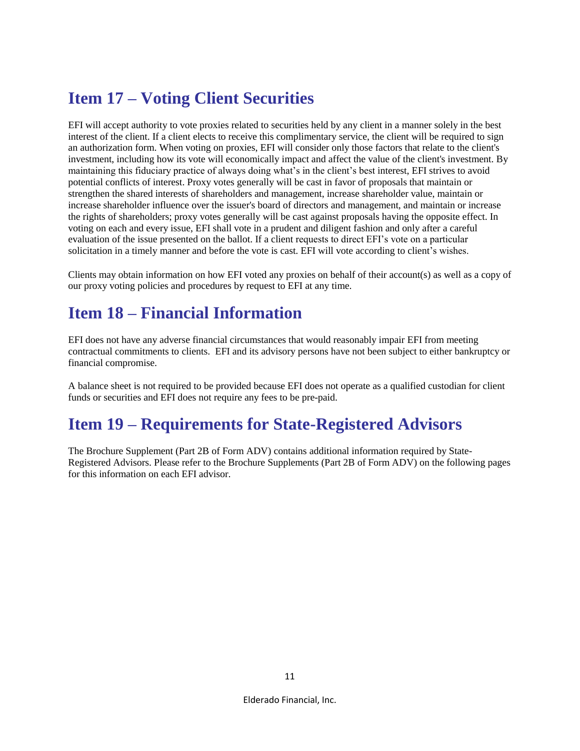## Item 17 – Voting Client Securities

EFI will accept authority to vote proxies related to securities held by any client in a manner solely in the best interest of the client. If a client elects to receive this complimentary service, the client will be required to sign an authorization form. When voting on proxies, EFI will consider only those factors that relate to the client's investment, including how its vote will economically impact and affect the value of the client's investment. By maintaining this fiduciary practice of always doing what's in the client's best interest, EFI strives to avoid potential conflicts of interest. Proxy votes generally will be cast in favor of proposals that maintain or strengthen the shared interests of shareholders and management, increase shareholder value, maintain or increase shareholder influence over the issuer's board of directors and management, and maintain or increase the rights of shareholders; proxy votes generally will be cast against proposals having the opposite effect. In voting on each and every issue, EFI shall vote in a prudent and diligent fashion and only after a careful evaluation of the issue presented on the ballot. If a client requests to direct EFI's vote on a particular solicitation in a timely manner and before the vote is cast. EFI will vote according to client's wishes.

Clients may obtain information on how EFI voted any proxies on behalf of their account(s) as well as a copy of our proxy voting policies and procedures by request to EFI at any time.

## Item 18 – Financial Information

EFI does not have any adverse financial circumstances that would reasonably impair EFI from meeting contractual commitments to clients. EFI and its advisory persons have not been subject to either bankruptcy or financial compromise.

A balance sheet is not required to be provided because EFI does not operate as a qualified custodian for client funds or securities and EFI does not require any fees to be pre-paid.

## Item 19 – Requirements for State-Registered Advisors

The Brochure Supplement (Part 2B of Form ADV) contains additional information required by State-Registered Advisors. Please refer to the Brochure Supplements (Part 2B of Form ADV) on the following pages for this information on each EFI advisor.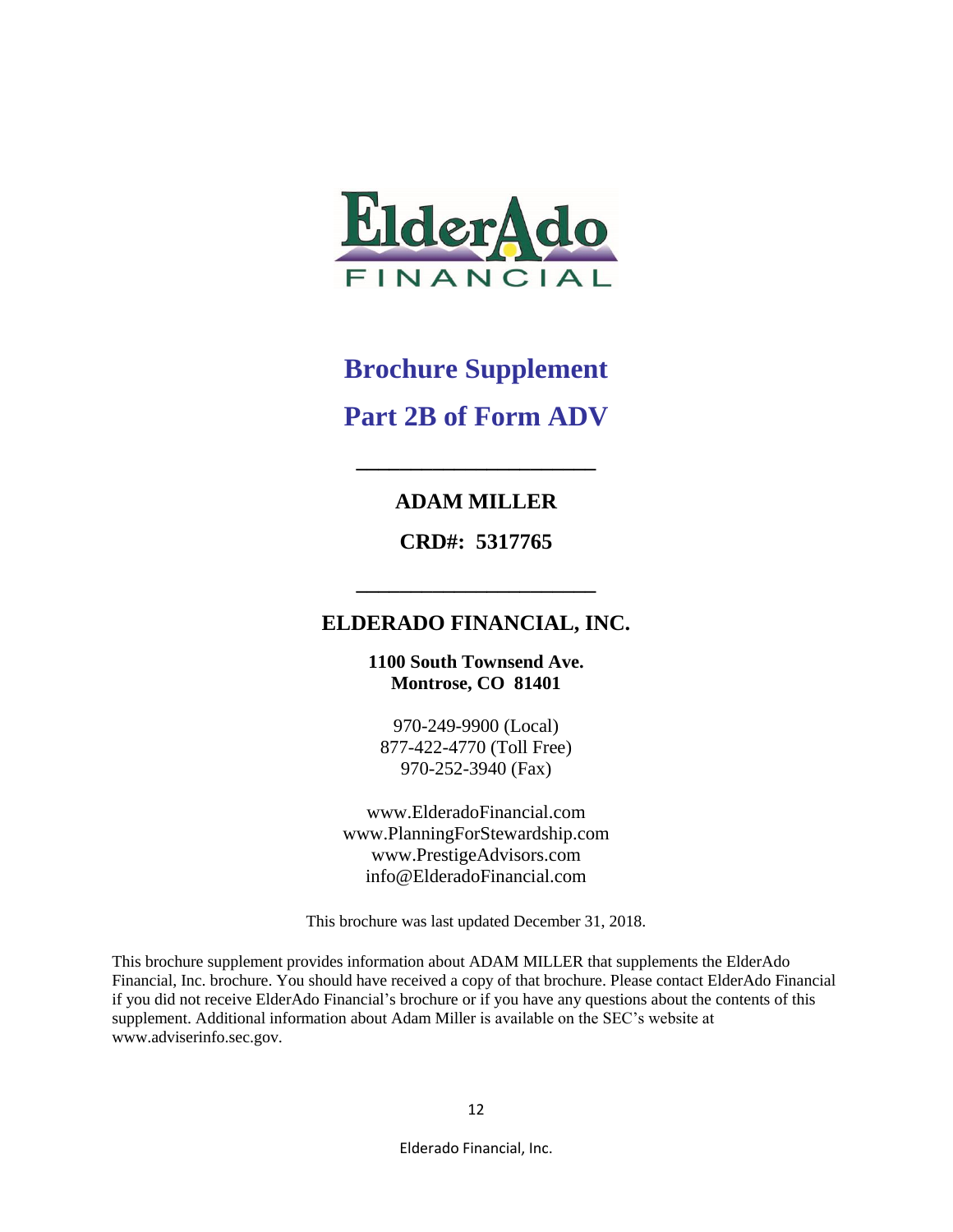# Brochure Supplement

# Part 2B of Form ADV

---

**ADAM MILLER**

**CRD#: 5317765**

---

## ELDERADO FINANCIAL, INC.

**1100 South Townsend Ave.**
**Montrose, CO 81401**

970-249-9900 (Local)
877-422-4770 (Toll Free)
970-252-3940 (Fax)

www.ElderadoFinancial.com
www.PlanningForStewardship.com
www.PrestigeAdvisors.com
info@ElderadoFinancial.com

This brochure was last updated December 31, 2018.

This brochure supplement provides information about ADAM MILLER that supplements the ElderAdo Financial, Inc. brochure. You should have received a copy of that brochure. Please contact ElderAdo Financial if you did not receive ElderAdo Financial's brochure or if you have any questions about the contents of this supplement. Additional information about Adam Miller is available on the SEC's website at www.adviserinfo.sec.gov.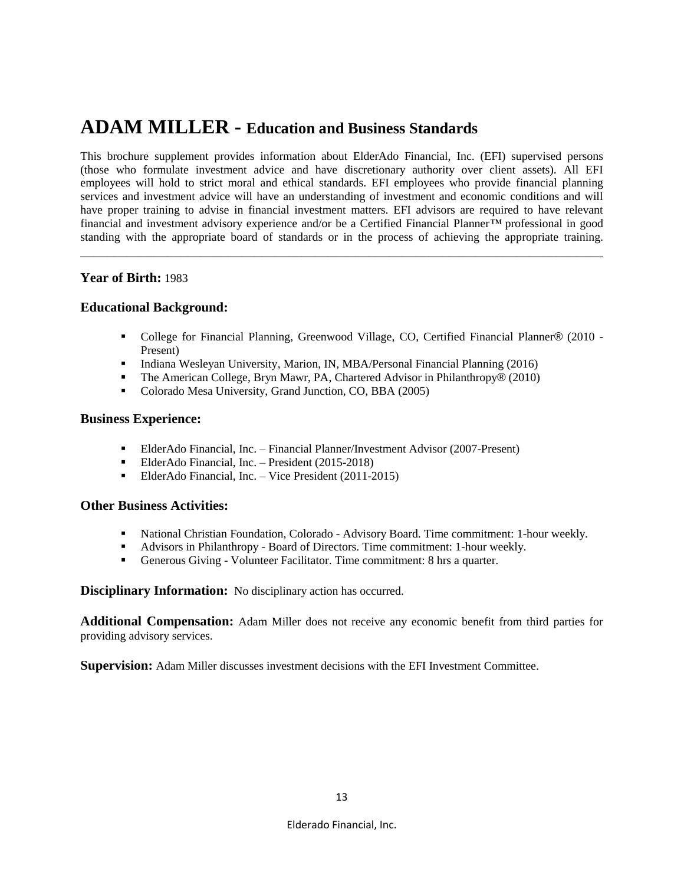# ADAM MILLER - Education and Business Standards

This brochure supplement provides information about ElderAdo Financial, Inc. (EFI) supervised persons (those who formulate investment advice and have discretionary authority over client assets). All EFI employees will hold to strict moral and ethical standards. EFI employees who provide financial planning services and investment advice will have an understanding of investment and economic conditions and will have proper training to advise in financial investment matters. EFI advisors are required to have relevant financial and investment advisory experience and/or be a Certified Financial Planner™ professional in good standing with the appropriate board of standards or in the process of achieving the appropriate training.

---

**Year of Birth:** 1983

### Educational Background:

- College for Financial Planning, Greenwood Village, CO, Certified Financial Planner® (2010 - Present)
- Indiana Wesleyan University, Marion, IN, MBA/Personal Financial Planning (2016)
- The American College, Bryn Mawr, PA, Chartered Advisor in Philanthropy® (2010)
- Colorado Mesa University, Grand Junction, CO, BBA (2005)

### Business Experience:

- ElderAdo Financial, Inc. – Financial Planner/Investment Advisor (2007-Present)
- ElderAdo Financial, Inc. – President (2015-2018)
- ElderAdo Financial, Inc. – Vice President (2011-2015)

### Other Business Activities:

- National Christian Foundation, Colorado - Advisory Board. Time commitment: 1-hour weekly.
- Advisors in Philanthropy - Board of Directors. Time commitment: 1-hour weekly.
- Generous Giving - Volunteer Facilitator. Time commitment: 8 hrs a quarter.

**Disciplinary Information:** No disciplinary action has occurred.

**Additional Compensation:** Adam Miller does not receive any economic benefit from third parties for providing advisory services.

**Supervision:** Adam Miller discusses investment decisions with the EFI Investment Committee.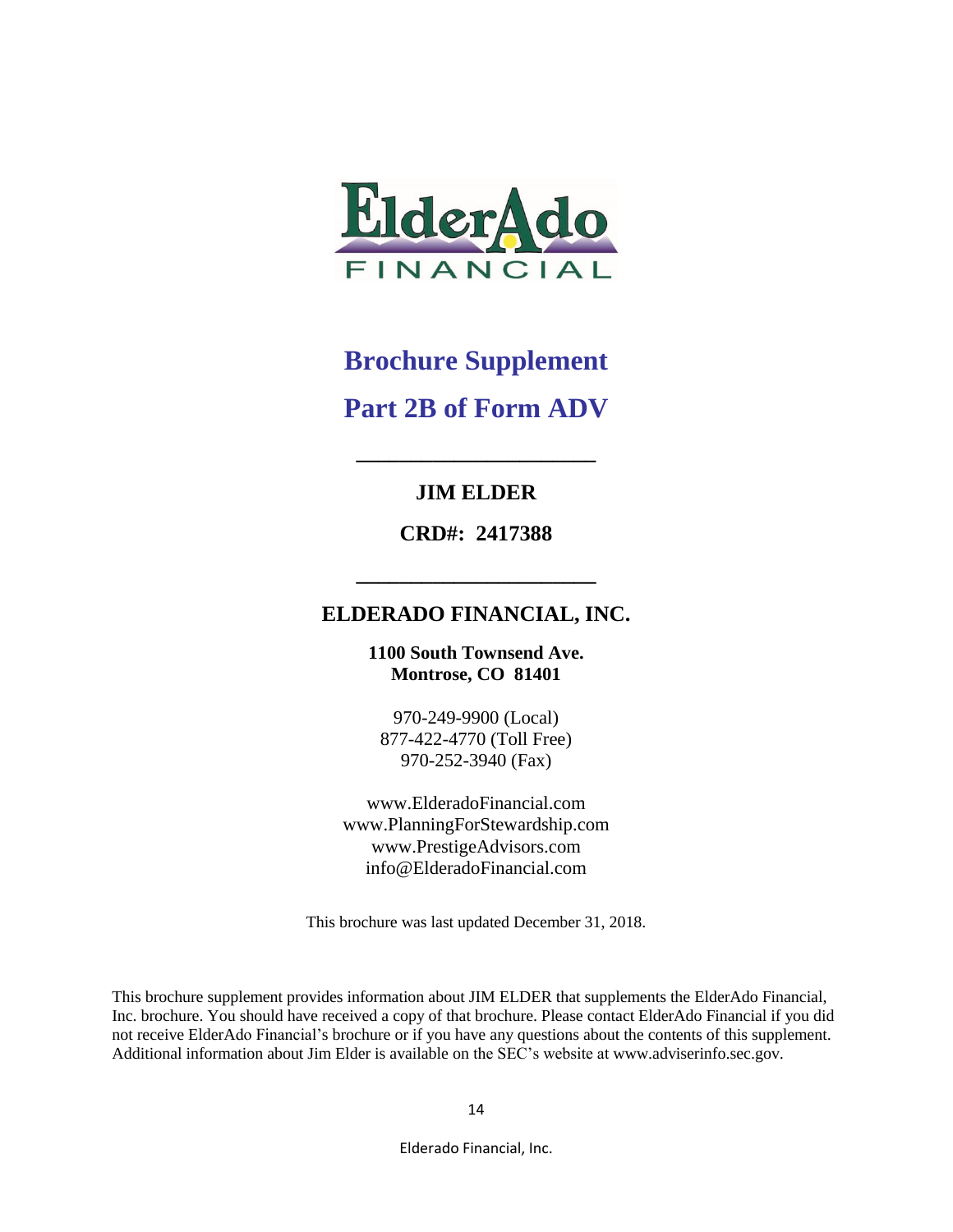ElderAdo FINANCIAL

# Brochure Supplement

# Part 2B of Form ADV

---

**JIM ELDER**

**CRD#: 2417388**

---

## ELDERADO FINANCIAL, INC.

**1100 South Townsend Ave.**
**Montrose, CO 81401**

970-249-9900 (Local)
877-422-4770 (Toll Free)
970-252-3940 (Fax)

www.ElderadoFinancial.com
www.PlanningForStewardship.com
www.PrestigeAdvisors.com
info@ElderadoFinancial.com

This brochure was last updated December 31, 2018.

This brochure supplement provides information about JIM ELDER that supplements the ElderAdo Financial, Inc. brochure. You should have received a copy of that brochure. Please contact ElderAdo Financial if you did not receive ElderAdo Financial's brochure or if you have any questions about the contents of this supplement. Additional information about Jim Elder is available on the SEC's website at www.adviserinfo.sec.gov.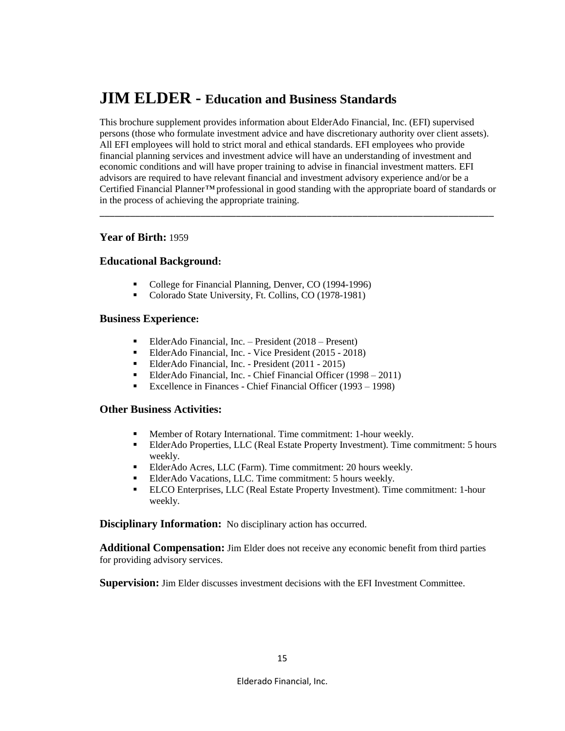# JIM ELDER - Education and Business Standards

This brochure supplement provides information about ElderAdo Financial, Inc. (EFI) supervised persons (those who formulate investment advice and have discretionary authority over client assets). All EFI employees will hold to strict moral and ethical standards. EFI employees who provide financial planning services and investment advice will have an understanding of investment and economic conditions and will have proper training to advise in financial investment matters. EFI advisors are required to have relevant financial and investment advisory experience and/or be a Certified Financial Planner™ professional in good standing with the appropriate board of standards or in the process of achieving the appropriate training.

---

**Year of Birth:** 1959

### Educational Background:

- College for Financial Planning, Denver, CO (1994-1996)
- Colorado State University, Ft. Collins, CO (1978-1981)

### Business Experience:

- ElderAdo Financial, Inc. – President (2018 – Present)
- ElderAdo Financial, Inc. - Vice President (2015 - 2018)
- ElderAdo Financial, Inc. - President (2011 - 2015)
- ElderAdo Financial, Inc. - Chief Financial Officer (1998 – 2011)
- Excellence in Finances - Chief Financial Officer (1993 – 1998)

### Other Business Activities:

- Member of Rotary International. Time commitment: 1-hour weekly.
- ElderAdo Properties, LLC (Real Estate Property Investment). Time commitment: 5 hours weekly.
- ElderAdo Acres, LLC (Farm). Time commitment: 20 hours weekly.
- ElderAdo Vacations, LLC. Time commitment: 5 hours weekly.
- ELCO Enterprises, LLC (Real Estate Property Investment). Time commitment: 1-hour weekly.

**Disciplinary Information:** No disciplinary action has occurred.

**Additional Compensation:** Jim Elder does not receive any economic benefit from third parties for providing advisory services.

**Supervision:** Jim Elder discusses investment decisions with the EFI Investment Committee.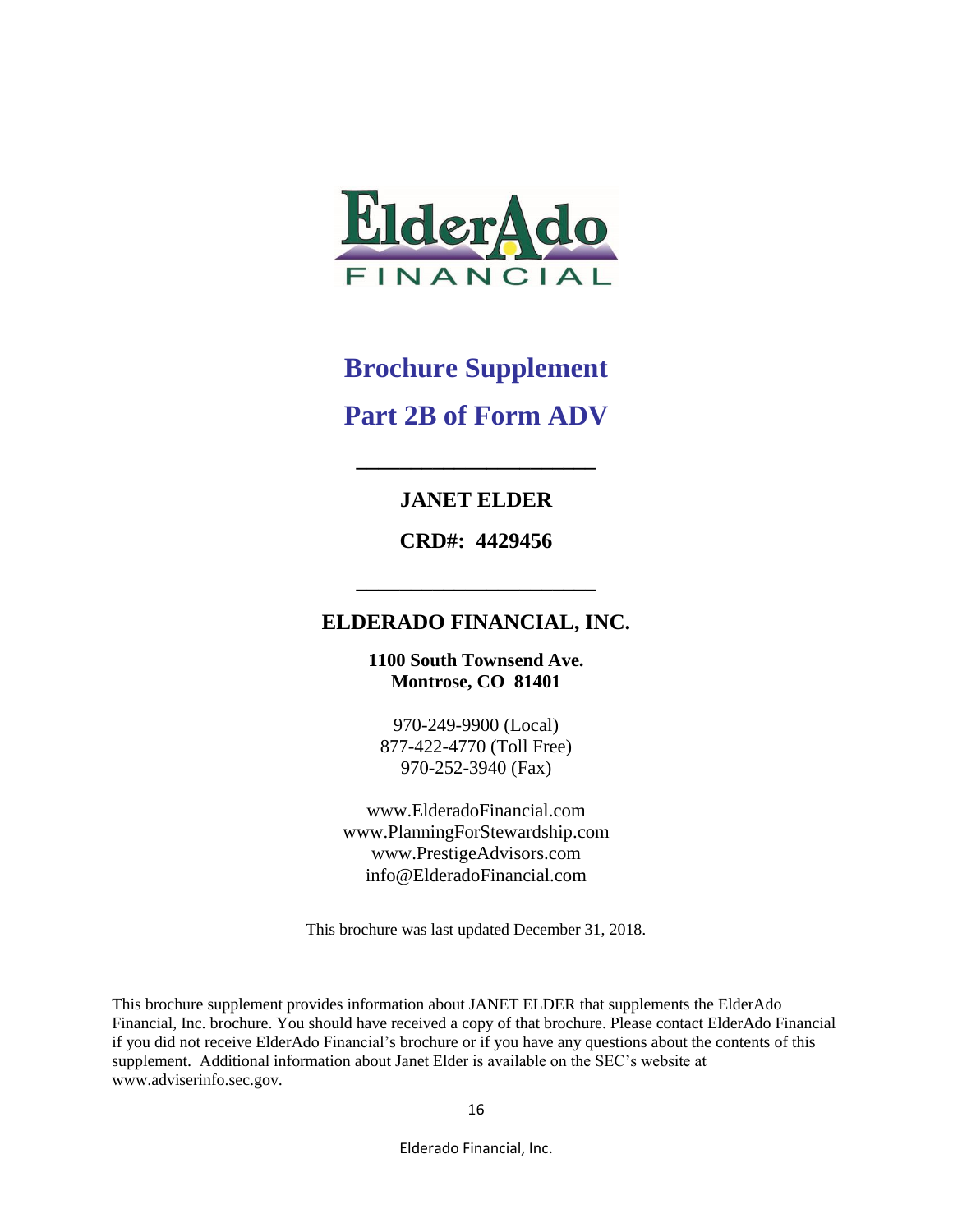# Brochure Supplement

# Part 2B of Form ADV

---

**JANET ELDER**

**CRD#: 4429456**

---

## ELDERADO FINANCIAL, INC.

**1100 South Townsend Ave.**
**Montrose, CO 81401**

970-249-9900 (Local)
877-422-4770 (Toll Free)
970-252-3940 (Fax)

www.ElderadoFinancial.com
www.PlanningForStewardship.com
www.PrestigeAdvisors.com
info@ElderadoFinancial.com

This brochure was last updated December 31, 2018.

This brochure supplement provides information about JANET ELDER that supplements the ElderAdo Financial, Inc. brochure. You should have received a copy of that brochure. Please contact ElderAdo Financial if you did not receive ElderAdo Financial's brochure or if you have any questions about the contents of this supplement. Additional information about Janet Elder is available on the SEC's website at www.adviserinfo.sec.gov.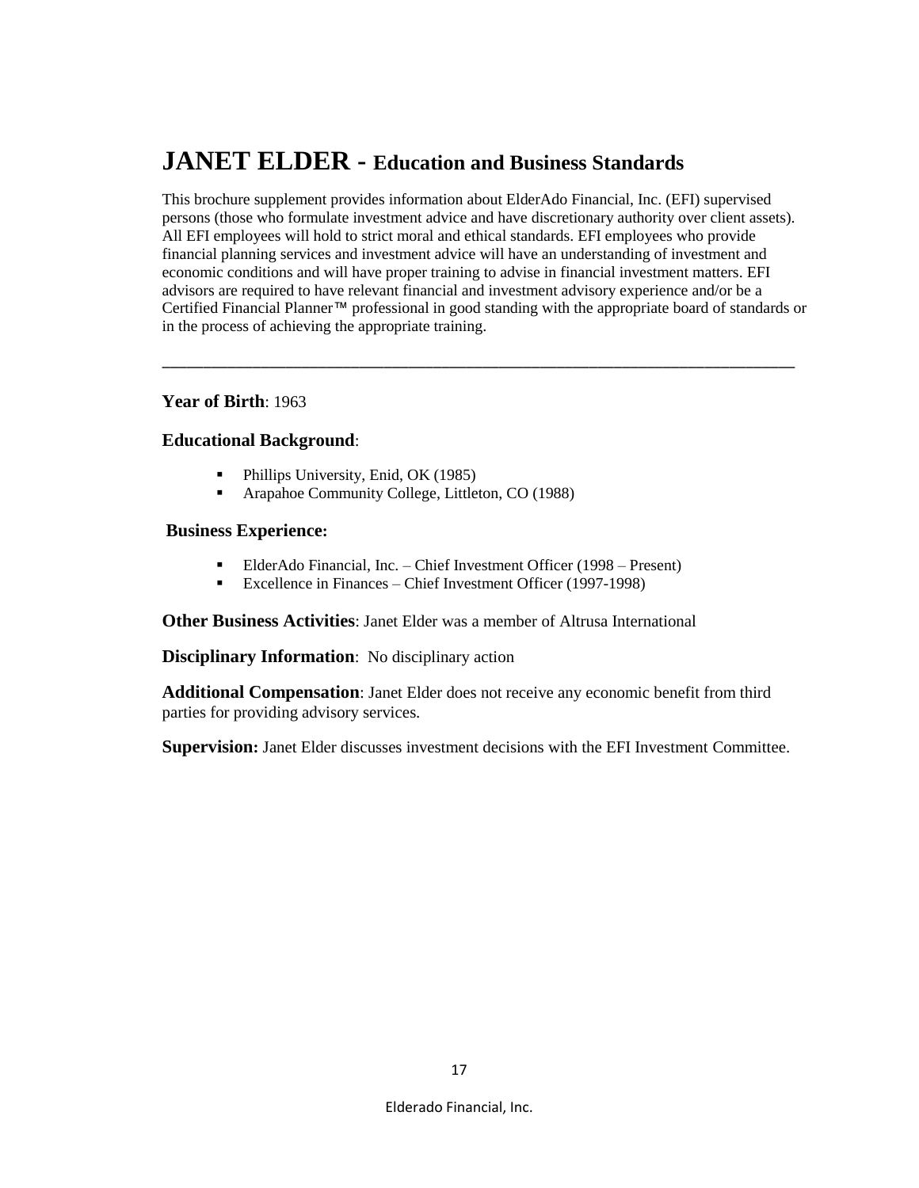# JANET ELDER - Education and Business Standards

This brochure supplement provides information about ElderAdo Financial, Inc. (EFI) supervised persons (those who formulate investment advice and have discretionary authority over client assets). All EFI employees will hold to strict moral and ethical standards. EFI employees who provide financial planning services and investment advice will have an understanding of investment and economic conditions and will have proper training to advise in financial investment matters. EFI advisors are required to have relevant financial and investment advisory experience and/or be a Certified Financial Planner™ professional in good standing with the appropriate board of standards or in the process of achieving the appropriate training.

---

**Year of Birth**: 1963

**Educational Background**:

- Phillips University, Enid, OK (1985)
- Arapahoe Community College, Littleton, CO (1988)

**Business Experience:**

- ElderAdo Financial, Inc. – Chief Investment Officer (1998 – Present)
- Excellence in Finances – Chief Investment Officer (1997-1998)

**Other Business Activities**: Janet Elder was a member of Altrusa International

**Disciplinary Information**: No disciplinary action

**Additional Compensation**: Janet Elder does not receive any economic benefit from third parties for providing advisory services.

**Supervision:** Janet Elder discusses investment decisions with the EFI Investment Committee.